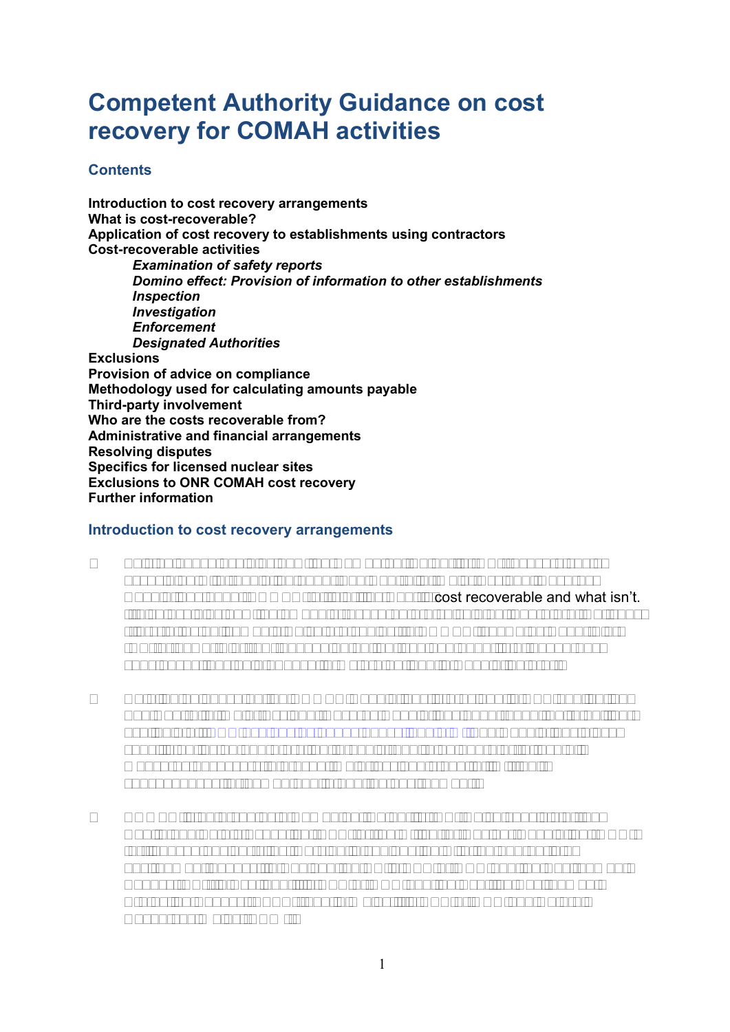# Competent Authority Guidance on cost recovery for COMAH activities

## Contents

**Introduction to cost recovery arrangements**
**What is cost-recoverable?**
**Application of cost recovery to establishments using contractors**
**Cost-recoverable activities**

- ***Examination of safety reports***
- ***Domino effect: Provision of information to other establishments***
- ***Inspection***
- ***Investigation***
- ***Enforcement***
- ***Designated Authorities***

**Exclusions**
**Provision of advice on compliance**
**Methodology used for calculating amounts payable**
**Third-party involvement**
**Who are the costs recoverable from?**
**Administrative and financial arrangements**
**Resolving disputes**
**Specifics for licensed nuclear sites**
**Exclusions to ONR COMAH cost recovery**
**Further information**

## Introduction to cost recovery arrangements

cost recoverable and what isn't.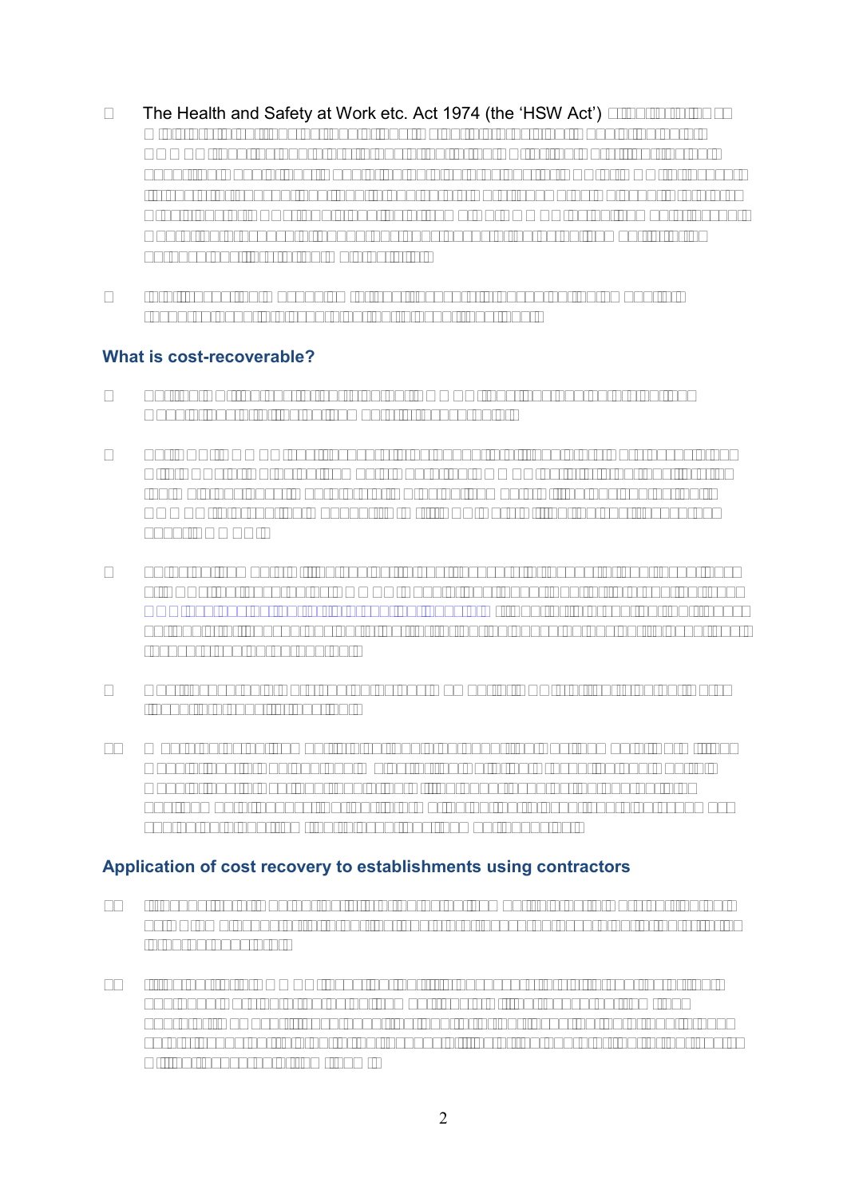The Health and Safety at Work etc. Act 1974 (the 'HSW Act')

## What is cost-recoverable?

## Application of cost recovery to establishments using contractors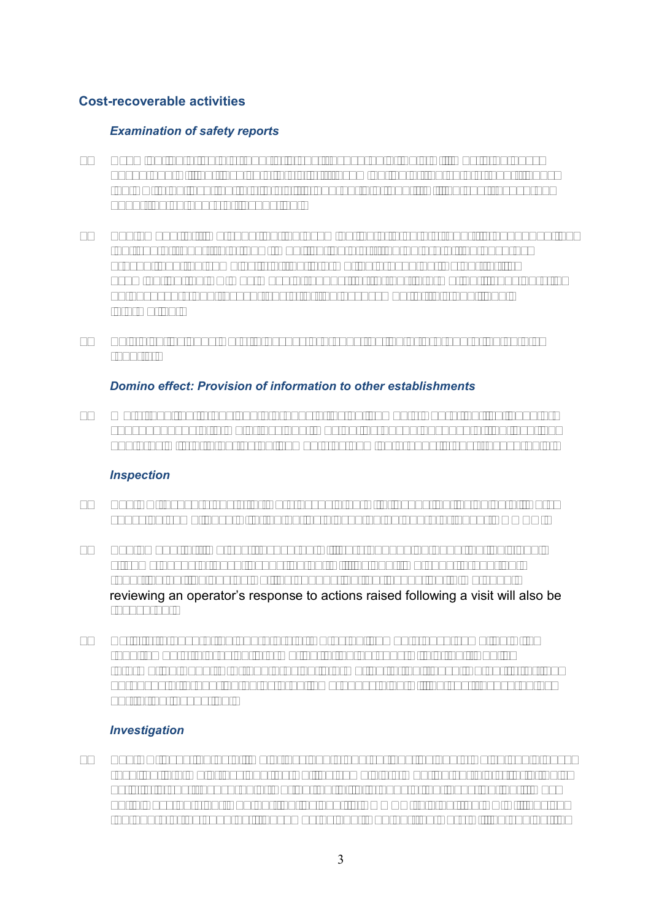## Cost-recoverable activities

### *Examination of safety reports*

### *Domino effect: Provision of information to other establishments*

### *Inspection*

reviewing an operator's response to actions raised following a visit will also be

### *Investigation*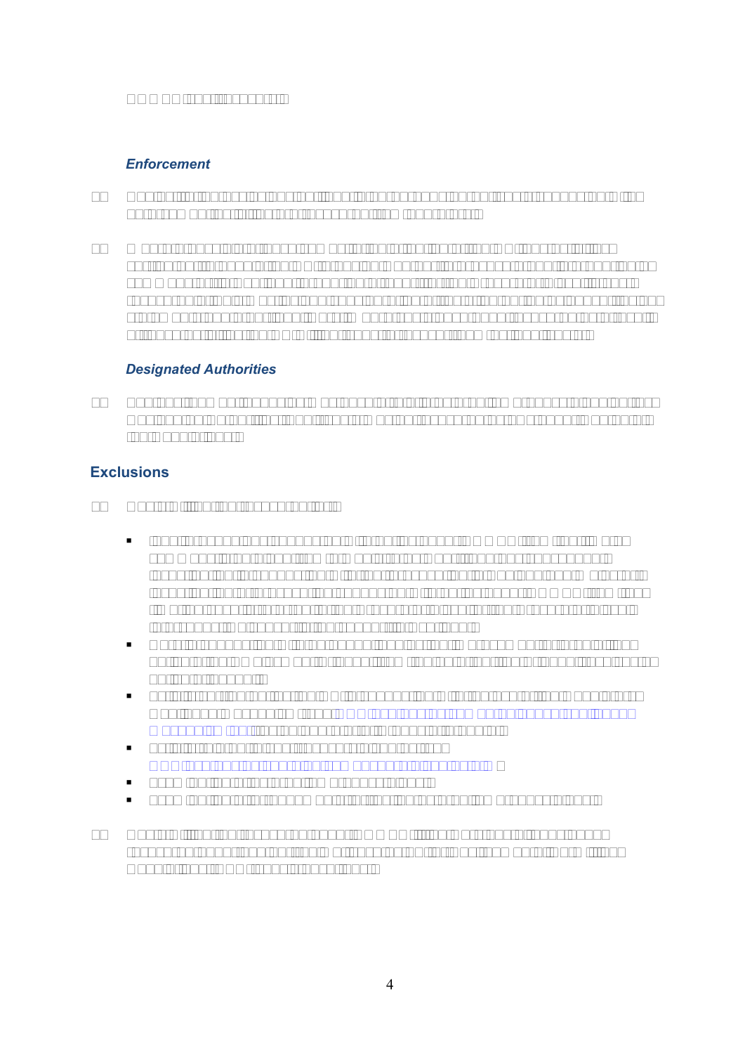### *Enforcement*

### *Designated Authorities*

## Exclusions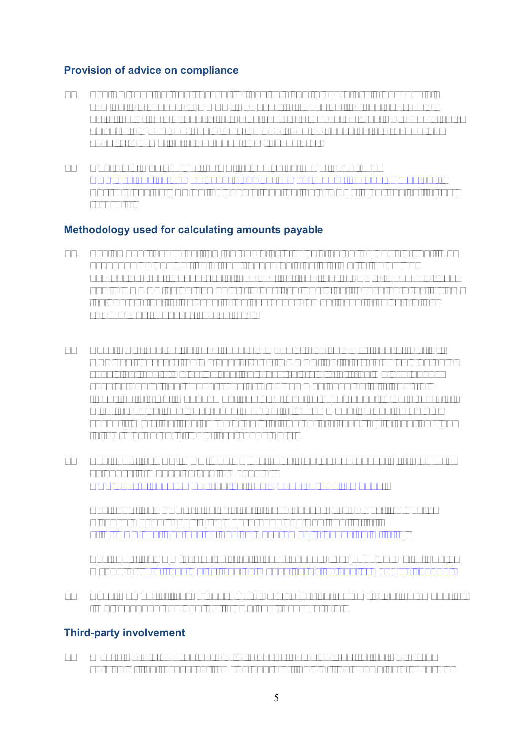## Provision of advice on compliance

## Methodology used for calculating amounts payable

## Third-party involvement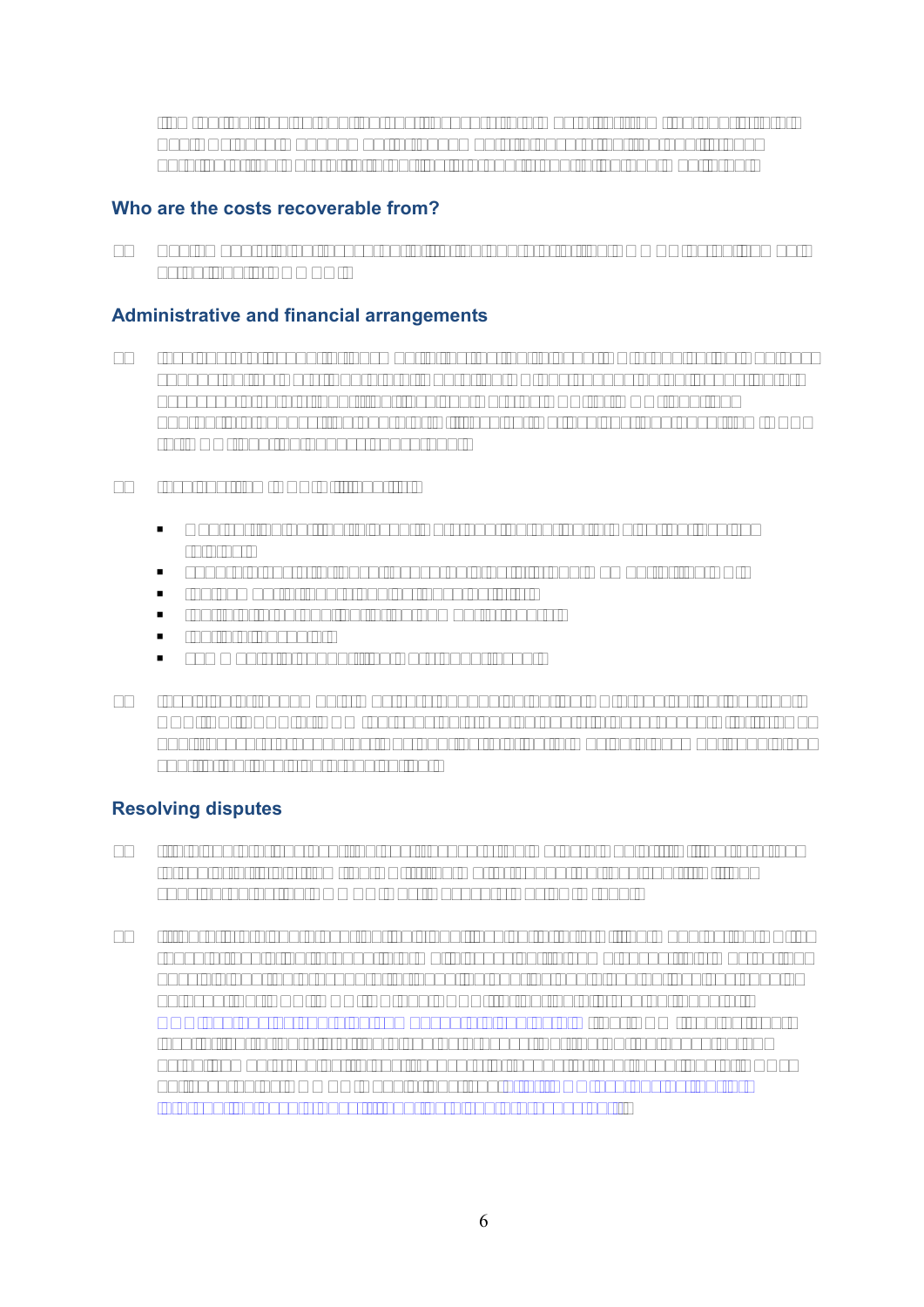## Who are the costs recoverable from?

## Administrative and financial arrangements

## Resolving disputes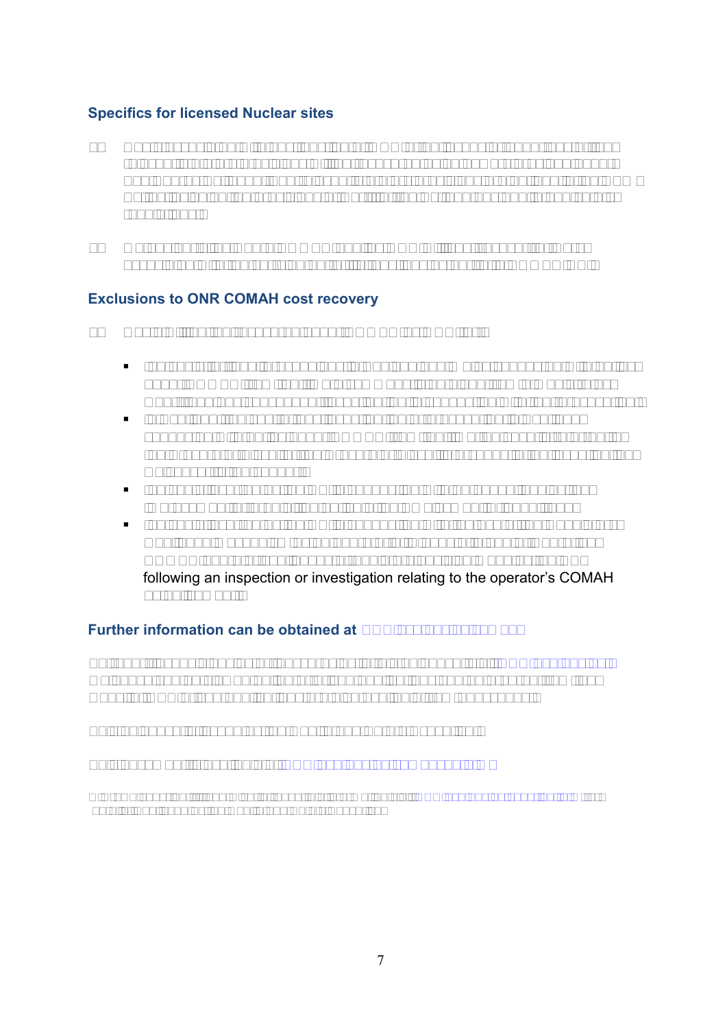## Specifics for licensed Nuclear sites

## Exclusions to ONR COMAH cost recovery

- following an inspection or investigation relating to the operator’s COMAH

## Further information can be obtained at